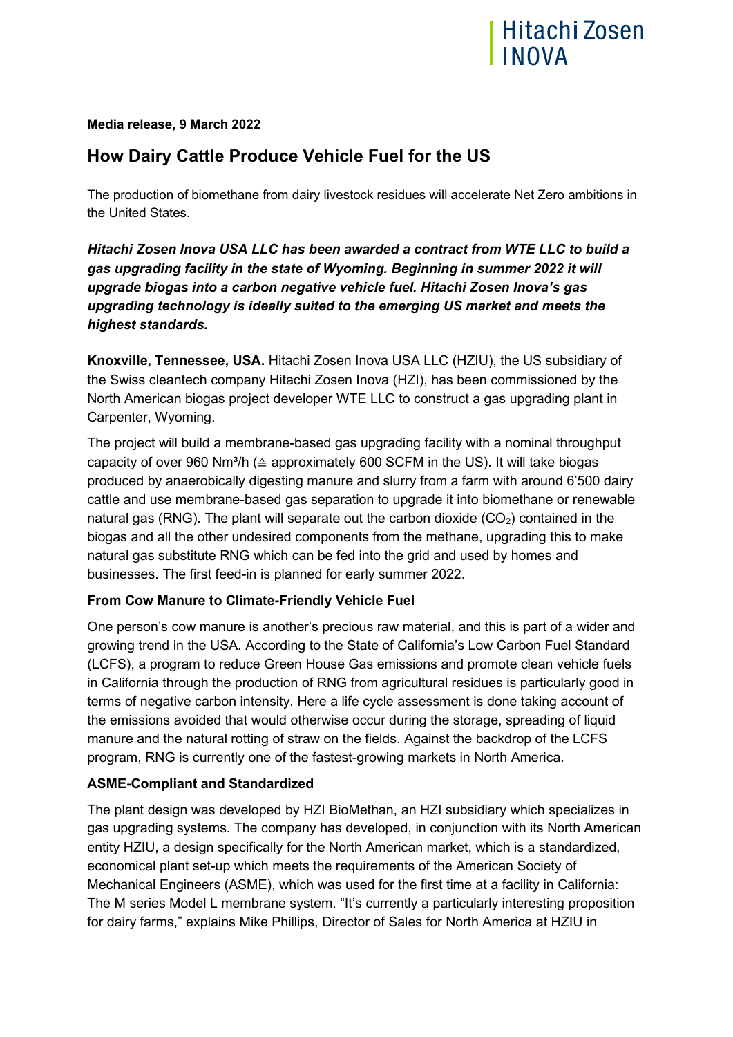**Media release, 9 March 2022**

# How Dairy Cattle Produce Vehicle Fuel for the US

The production of biomethane from dairy livestock residues will accelerate Net Zero ambitions in the United States.

***Hitachi Zosen Inova USA LLC has been awarded a contract from WTE LLC to build a gas upgrading facility in the state of Wyoming. Beginning in summer 2022 it will upgrade biogas into a carbon negative vehicle fuel. Hitachi Zosen Inova's gas upgrading technology is ideally suited to the emerging US market and meets the highest standards.***

**Knoxville, Tennessee, USA.** Hitachi Zosen Inova USA LLC (HZIU), the US subsidiary of the Swiss cleantech company Hitachi Zosen Inova (HZI), has been commissioned by the North American biogas project developer WTE LLC to construct a gas upgrading plant in Carpenter, Wyoming.

The project will build a membrane-based gas upgrading facility with a nominal throughput capacity of over 960 Nm³/h (≙ approximately 600 SCFM in the US). It will take biogas produced by anaerobically digesting manure and slurry from a farm with around 6'500 dairy cattle and use membrane-based gas separation to upgrade it into biomethane or renewable natural gas (RNG). The plant will separate out the carbon dioxide ($CO_2$) contained in the biogas and all the other undesired components from the methane, upgrading this to make natural gas substitute RNG which can be fed into the grid and used by homes and businesses. The first feed-in is planned for early summer 2022.

### From Cow Manure to Climate-Friendly Vehicle Fuel

One person's cow manure is another's precious raw material, and this is part of a wider and growing trend in the USA. According to the State of California's Low Carbon Fuel Standard (LCFS), a program to reduce Green House Gas emissions and promote clean vehicle fuels in California through the production of RNG from agricultural residues is particularly good in terms of negative carbon intensity. Here a life cycle assessment is done taking account of the emissions avoided that would otherwise occur during the storage, spreading of liquid manure and the natural rotting of straw on the fields. Against the backdrop of the LCFS program, RNG is currently one of the fastest-growing markets in North America.

### ASME-Compliant and Standardized

The plant design was developed by HZI BioMethan, an HZI subsidiary which specializes in gas upgrading systems. The company has developed, in conjunction with its North American entity HZIU, a design specifically for the North American market, which is a standardized, economical plant set-up which meets the requirements of the American Society of Mechanical Engineers (ASME), which was used for the first time at a facility in California: The M series Model L membrane system. "It's currently a particularly interesting proposition for dairy farms," explains Mike Phillips, Director of Sales for North America at HZIU in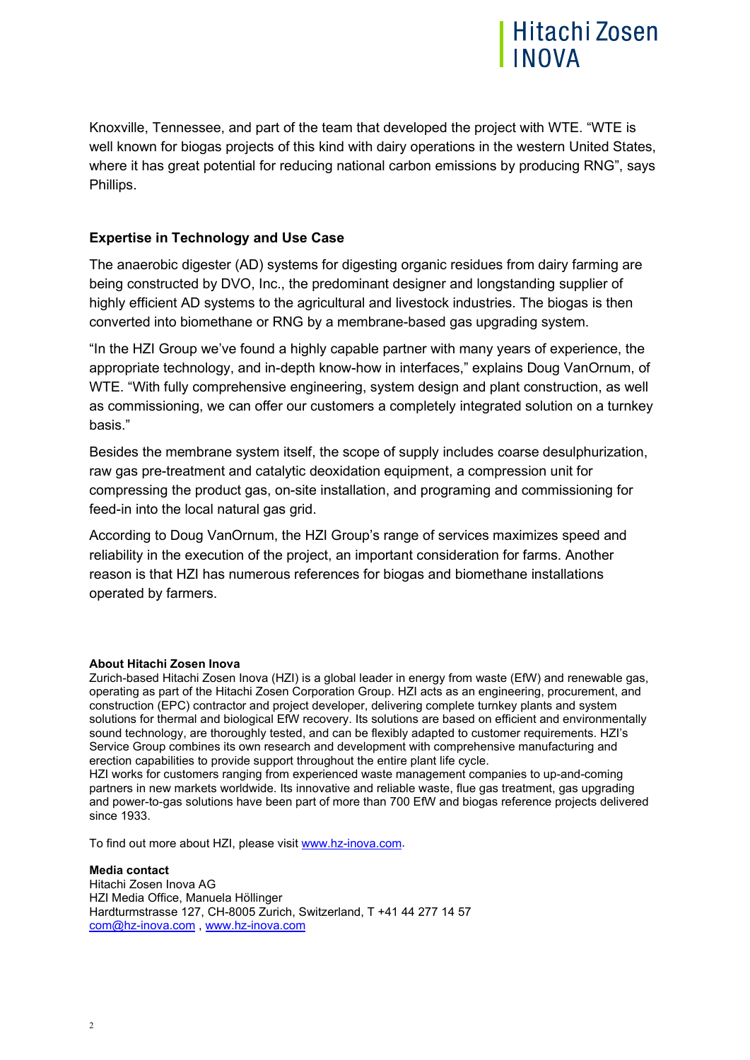Knoxville, Tennessee, and part of the team that developed the project with WTE. “WTE is well known for biogas projects of this kind with dairy operations in the western United States, where it has great potential for reducing national carbon emissions by producing RNG”, says Phillips.

## Expertise in Technology and Use Case

The anaerobic digester (AD) systems for digesting organic residues from dairy farming are being constructed by DVO, Inc., the predominant designer and longstanding supplier of highly efficient AD systems to the agricultural and livestock industries. The biogas is then converted into biomethane or RNG by a membrane-based gas upgrading system.

“In the HZI Group we’ve found a highly capable partner with many years of experience, the appropriate technology, and in-depth know-how in interfaces,” explains Doug VanOrnum, of WTE. “With fully comprehensive engineering, system design and plant construction, as well as commissioning, we can offer our customers a completely integrated solution on a turnkey basis.”

Besides the membrane system itself, the scope of supply includes coarse desulphurization, raw gas pre-treatment and catalytic deoxidation equipment, a compression unit for compressing the product gas, on-site installation, and programing and commissioning for feed-in into the local natural gas grid.

According to Doug VanOrnum, the HZI Group’s range of services maximizes speed and reliability in the execution of the project, an important consideration for farms. Another reason is that HZI has numerous references for biogas and biomethane installations operated by farmers.

**About Hitachi Zosen Inova**

Zurich-based Hitachi Zosen Inova (HZI) is a global leader in energy from waste (EfW) and renewable gas, operating as part of the Hitachi Zosen Corporation Group. HZI acts as an engineering, procurement, and construction (EPC) contractor and project developer, delivering complete turnkey plants and system solutions for thermal and biological EfW recovery. Its solutions are based on efficient and environmentally sound technology, are thoroughly tested, and can be flexibly adapted to customer requirements. HZI’s Service Group combines its own research and development with comprehensive manufacturing and erection capabilities to provide support throughout the entire plant life cycle.
HZI works for customers ranging from experienced waste management companies to up-and-coming partners in new markets worldwide. Its innovative and reliable waste, flue gas treatment, gas upgrading and power-to-gas solutions have been part of more than 700 EfW and biogas reference projects delivered since 1933.

To find out more about HZI, please visit www.hz-inova.com.

**Media contact**
Hitachi Zosen Inova AG
HZI Media Office, Manuela Höllinger
Hardturmstrasse 127, CH-8005 Zurich, Switzerland, T +41 44 277 14 57
com@hz-inova.com , www.hz-inova.com